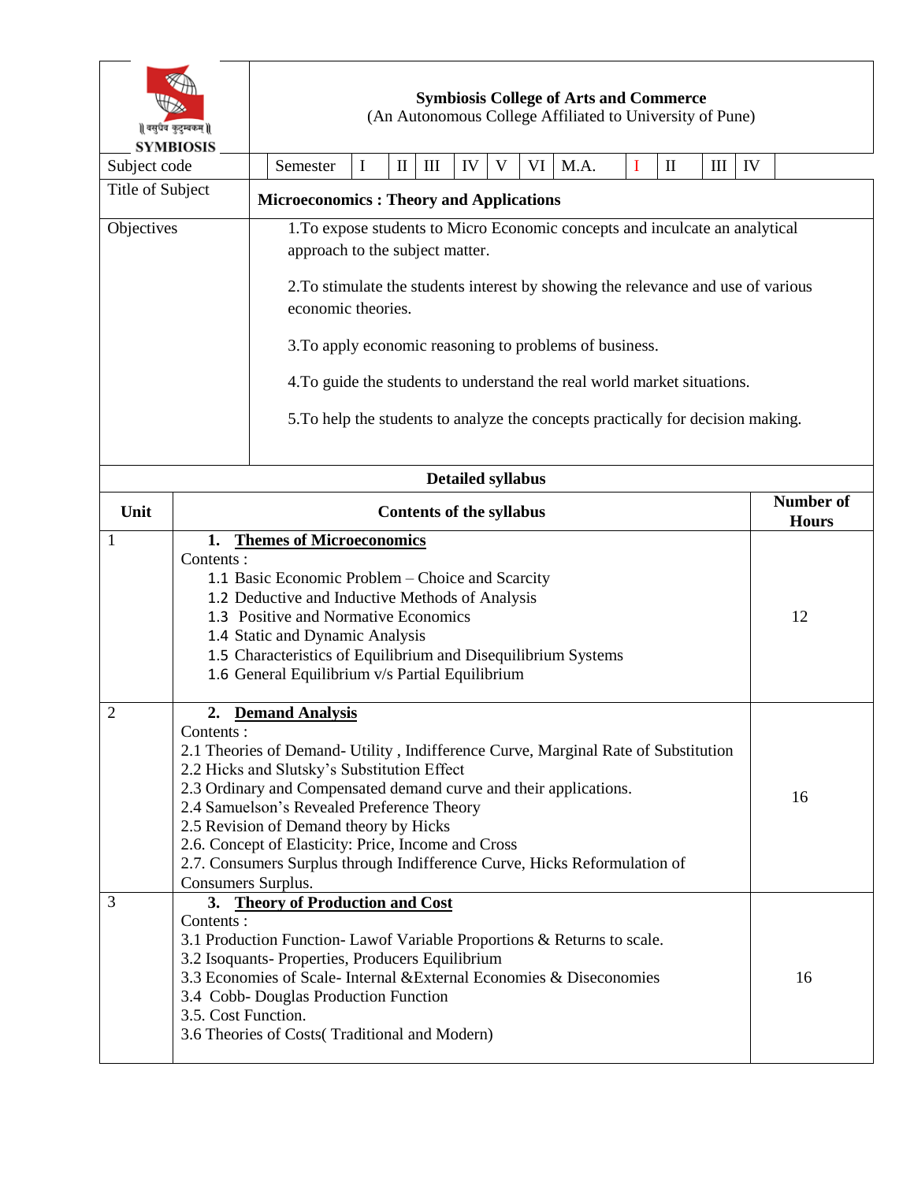**Symbiosis College of Arts and Commerce**
(An Autonomous College Affiliated to University of Pune)

|  |  |
|---|---|
| Subject code | Semester I II III IV V VI M.A. I II III IV |
| Title of Subject | **Microeconomics : Theory and Applications** |
| Objectives | 1.To expose students to Micro Economic concepts and inculcate an analytical approach to the subject matter.<br><br>2.To stimulate the students interest by showing the relevance and use of various economic theories.<br><br>3.To apply economic reasoning to problems of business.<br><br>4.To guide the students to understand the real world market situations.<br><br>5.To help the students to analyze the concepts practically for decision making. |

**Detailed syllabus**

| Unit | Contents of the syllabus | Number of Hours |
|---|---|---|
| 1 | **1. Themes of Microeconomics**<br>Contents :<br>1.1 Basic Economic Problem – Choice and Scarcity<br>1.2 Deductive and Inductive Methods of Analysis<br>1.3 Positive and Normative Economics<br>1.4 Static and Dynamic Analysis<br>1.5 Characteristics of Equilibrium and Disequilibrium Systems<br>1.6 General Equilibrium v/s Partial Equilibrium | 12 |
| 2 | **2. Demand Analysis**<br>Contents :<br>2.1 Theories of Demand- Utility , Indifference Curve, Marginal Rate of Substitution<br>2.2 Hicks and Slutsky's Substitution Effect<br>2.3 Ordinary and Compensated demand curve and their applications.<br>2.4 Samuelson's Revealed Preference Theory<br>2.5 Revision of Demand theory by Hicks<br>2.6. Concept of Elasticity: Price, Income and Cross<br>2.7. Consumers Surplus through Indifference Curve, Hicks Reformulation of Consumers Surplus. | 16 |
| 3 | **3. Theory of Production and Cost**<br>Contents :<br>3.1 Production Function- Lawof Variable Proportions & Returns to scale.<br>3.2 Isoquants- Properties, Producers Equilibrium<br>3.3 Economies of Scale- Internal &External Economies & Diseconomies<br>3.4 Cobb- Douglas Production Function<br>3.5. Cost Function.<br>3.6 Theories of Costs( Traditional and Modern) | 16 |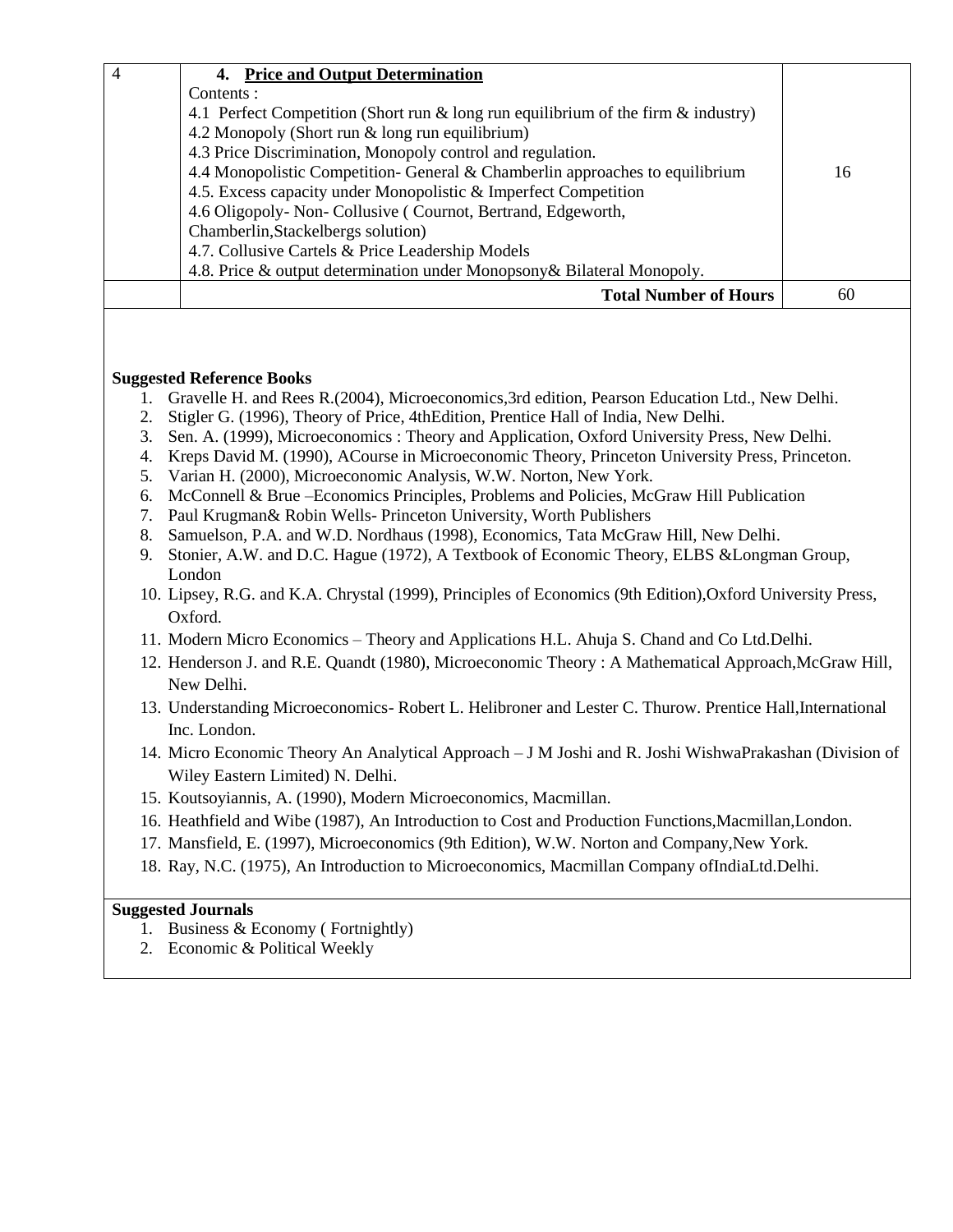| | | |
|---|---|---|
| 4 | **4. Price and Output Determination**<br>Contents :<br>4.1 Perfect Competition (Short run & long run equilibrium of the firm & industry)<br>4.2 Monopoly (Short run & long run equilibrium)<br>4.3 Price Discrimination, Monopoly control and regulation.<br>4.4 Monopolistic Competition- General & Chamberlin approaches to equilibrium<br>4.5. Excess capacity under Monopolistic & Imperfect Competition<br>4.6 Oligopoly- Non- Collusive ( Cournot, Bertrand, Edgeworth, Chamberlin,Stackelbergs solution)<br>4.7. Collusive Cartels & Price Leadership Models<br>4.8. Price & output determination under Monopsony& Bilateral Monopoly. | 16 |
| | **Total Number of Hours** | 60 |

**Suggested Reference Books**

1. Gravelle H. and Rees R.(2004), Microeconomics,3rd edition, Pearson Education Ltd., New Delhi.
2. Stigler G. (1996), Theory of Price, 4thEdition, Prentice Hall of India, New Delhi.
3. Sen. A. (1999), Microeconomics : Theory and Application, Oxford University Press, New Delhi.
4. Kreps David M. (1990), ACourse in Microeconomic Theory, Princeton University Press, Princeton.
5. Varian H. (2000), Microeconomic Analysis, W.W. Norton, New York.
6. McConnell & Brue –Economics Principles, Problems and Policies, McGraw Hill Publication
7. Paul Krugman& Robin Wells- Princeton University, Worth Publishers
8. Samuelson, P.A. and W.D. Nordhaus (1998), Economics, Tata McGraw Hill, New Delhi.
9. Stonier, A.W. and D.C. Hague (1972), A Textbook of Economic Theory, ELBS &Longman Group, London
10. Lipsey, R.G. and K.A. Chrystal (1999), Principles of Economics (9th Edition),Oxford University Press, Oxford.
11. Modern Micro Economics – Theory and Applications H.L. Ahuja S. Chand and Co Ltd.Delhi.
12. Henderson J. and R.E. Quandt (1980), Microeconomic Theory : A Mathematical Approach,McGraw Hill, New Delhi.
13. Understanding Microeconomics- Robert L. Helibroner and Lester C. Thurow. Prentice Hall,International Inc. London.
14. Micro Economic Theory An Analytical Approach – J M Joshi and R. Joshi WishwaPrakashan (Division of Wiley Eastern Limited) N. Delhi.
15. Koutsoyiannis, A. (1990), Modern Microeconomics, Macmillan.
16. Heathfield and Wibe (1987), An Introduction to Cost and Production Functions,Macmillan,London.
17. Mansfield, E. (1997), Microeconomics (9th Edition), W.W. Norton and Company,New York.
18. Ray, N.C. (1975), An Introduction to Microeconomics, Macmillan Company ofIndiaLtd.Delhi.

**Suggested Journals**

1. Business & Economy ( Fortnightly)
2. Economic & Political Weekly